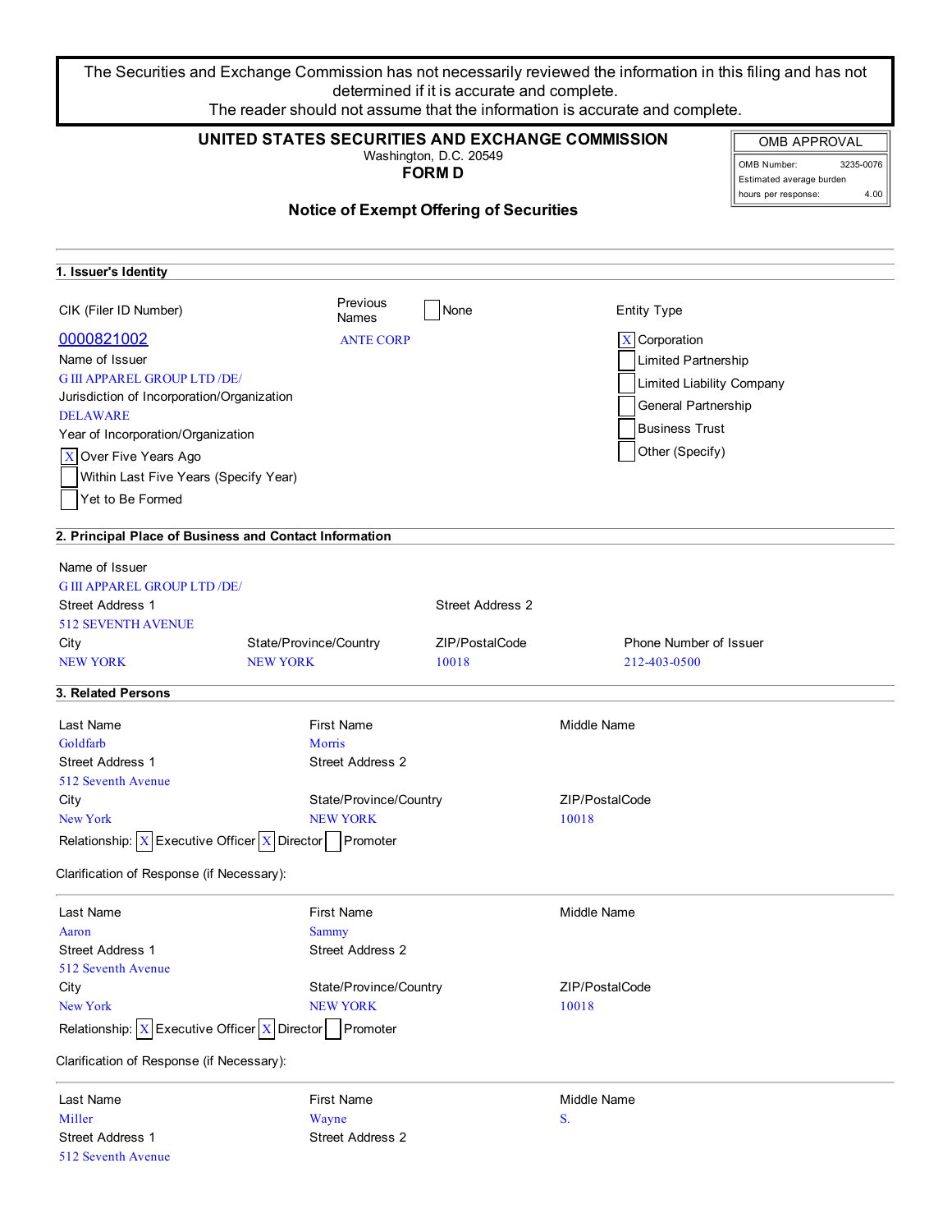The Securities and Exchange Commission has not necessarily reviewed the information in this filing and has not determined if it is accurate and complete.
The reader should not assume that the information is accurate and complete.

**UNITED STATES SECURITIES AND EXCHANGE COMMISSION**
Washington, D.C. 20549
**FORM D**

| OMB APPROVAL | |
|---|---|
| OMB Number: | 3235-0076 |
| Estimated average burden hours per response: | 4.00 |

## Notice of Exempt Offering of Securities

### 1. Issuer's Identity

CIK (Filer ID Number)
0000821002

Previous Names: ☐ None
ANTE CORP

Entity Type
- [X] Corporation
- [ ] Limited Partnership
- [ ] Limited Liability Company
- [ ] General Partnership
- [ ] Business Trust
- [ ] Other (Specify)

Name of Issuer
G III APPAREL GROUP LTD /DE/

Jurisdiction of Incorporation/Organization
DELAWARE

Year of Incorporation/Organization
- [X] Over Five Years Ago
- [ ] Within Last Five Years (Specify Year)
- [ ] Yet to Be Formed

### 2. Principal Place of Business and Contact Information

Name of Issuer
G III APPAREL GROUP LTD /DE/

| Street Address 1 | | Street Address 2 | |
|---|---|---|---|
| 512 SEVENTH AVENUE | | | |
| **City** | **State/Province/Country** | **ZIP/PostalCode** | **Phone Number of Issuer** |
| NEW YORK | NEW YORK | 10018 | 212-403-0500 |

### 3. Related Persons

| Last Name | First Name | Middle Name |
|---|---|---|
| Goldfarb | Morris | |
| **Street Address 1** | **Street Address 2** | |
| 512 Seventh Avenue | | |
| **City** | **State/Province/Country** | **ZIP/PostalCode** |
| New York | NEW YORK | 10018 |

Relationship: [X] Executive Officer [X] Director [ ] Promoter

Clarification of Response (if Necessary):

| Last Name | First Name | Middle Name |
|---|---|---|
| Aaron | Sammy | |
| **Street Address 1** | **Street Address 2** | |
| 512 Seventh Avenue | | |
| **City** | **State/Province/Country** | **ZIP/PostalCode** |
| New York | NEW YORK | 10018 |

Relationship: [X] Executive Officer [X] Director [ ] Promoter

Clarification of Response (if Necessary):

| Last Name | First Name | Middle Name |
|---|---|---|
| Miller | Wayne | S. |
| **Street Address 1** | **Street Address 2** | |
| 512 Seventh Avenue | | |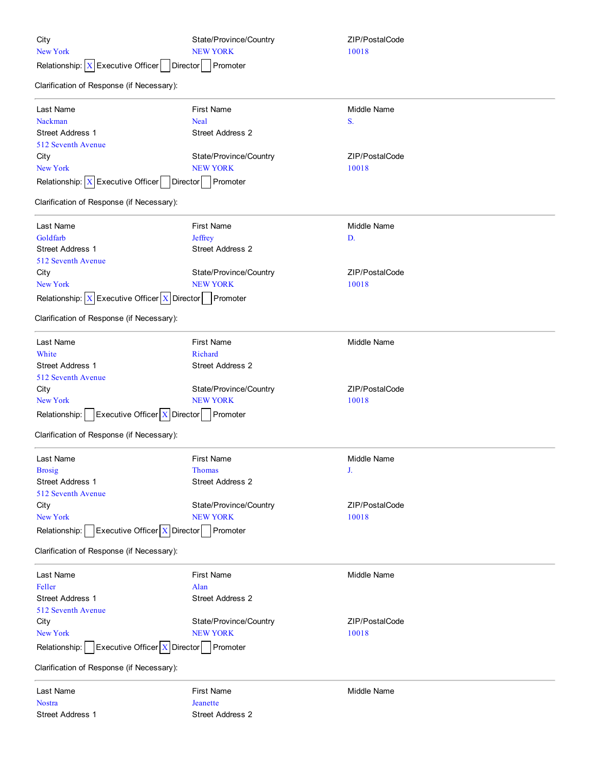| City | State/Province/Country | ZIP/PostalCode |
|---|---|---|
| New York | NEW YORK | 10018 |

Relationship: [X] Executive Officer [ ] Director [ ] Promoter

Clarification of Response (if Necessary):

---

| Last Name | First Name | Middle Name |
|---|---|---|
| Nackman | Neal | S. |
| Street Address 1 | Street Address 2 | |
| 512 Seventh Avenue | | |
| City | State/Province/Country | ZIP/PostalCode |
| New York | NEW YORK | 10018 |

Relationship: [X] Executive Officer [ ] Director [ ] Promoter

Clarification of Response (if Necessary):

---

| Last Name | First Name | Middle Name |
|---|---|---|
| Goldfarb | Jeffrey | D. |
| Street Address 1 | Street Address 2 | |
| 512 Seventh Avenue | | |
| City | State/Province/Country | ZIP/PostalCode |
| New York | NEW YORK | 10018 |

Relationship: [X] Executive Officer [X] Director [ ] Promoter

Clarification of Response (if Necessary):

---

| Last Name | First Name | Middle Name |
|---|---|---|
| White | Richard | |
| Street Address 1 | Street Address 2 | |
| 512 Seventh Avenue | | |
| City | State/Province/Country | ZIP/PostalCode |
| New York | NEW YORK | 10018 |

Relationship: [ ] Executive Officer [X] Director [ ] Promoter

Clarification of Response (if Necessary):

---

| Last Name | First Name | Middle Name |
|---|---|---|
| Brosig | Thomas | J. |
| Street Address 1 | Street Address 2 | |
| 512 Seventh Avenue | | |
| City | State/Province/Country | ZIP/PostalCode |
| New York | NEW YORK | 10018 |

Relationship: [ ] Executive Officer [X] Director [ ] Promoter

Clarification of Response (if Necessary):

---

| Last Name | First Name | Middle Name |
|---|---|---|
| Feller | Alan | |
| Street Address 1 | Street Address 2 | |
| 512 Seventh Avenue | | |
| City | State/Province/Country | ZIP/PostalCode |
| New York | NEW YORK | 10018 |

Relationship: [ ] Executive Officer [X] Director [ ] Promoter

Clarification of Response (if Necessary):

---

| Last Name | First Name | Middle Name |
|---|---|---|
| Nostra | Jeanette | |
| Street Address 1 | Street Address 2 | |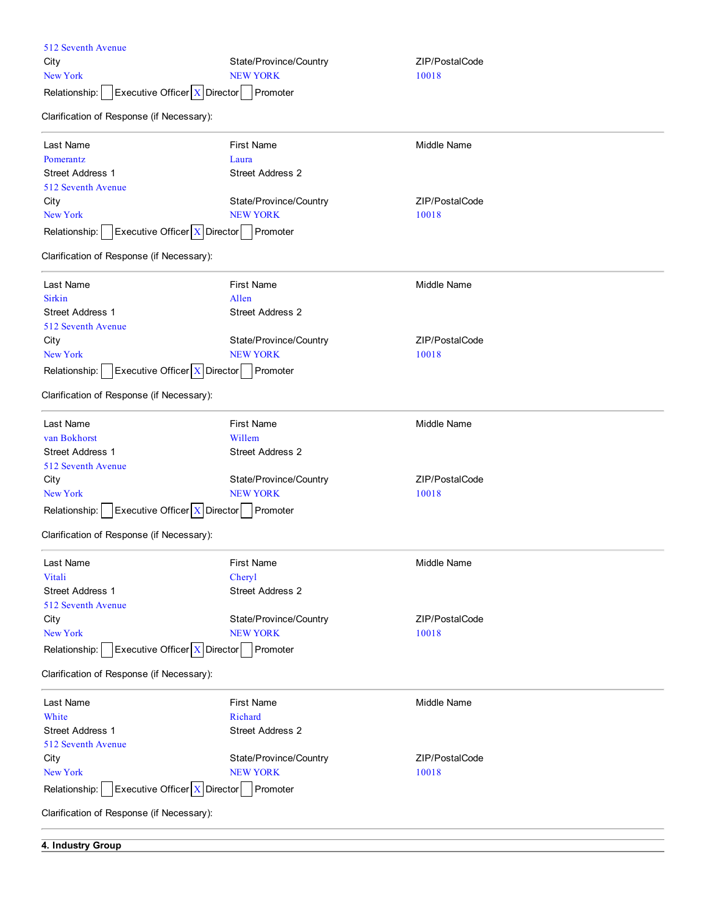512 Seventh Avenue

| City | State/Province/Country | ZIP/PostalCode |
|---|---|---|
| New York | NEW YORK | 10018 |

Relationship: [ ] Executive Officer [X] Director [ ] Promoter

Clarification of Response (if Necessary):

---

| Last Name | First Name | Middle Name |
|---|---|---|
| Pomerantz | Laura | |
| **Street Address 1** | **Street Address 2** | |
| 512 Seventh Avenue | | |
| **City** | **State/Province/Country** | **ZIP/PostalCode** |
| New York | NEW YORK | 10018 |

Relationship: [ ] Executive Officer [X] Director [ ] Promoter

Clarification of Response (if Necessary):

---

| Last Name | First Name | Middle Name |
|---|---|---|
| Sirkin | Allen | |
| **Street Address 1** | **Street Address 2** | |
| 512 Seventh Avenue | | |
| **City** | **State/Province/Country** | **ZIP/PostalCode** |
| New York | NEW YORK | 10018 |

Relationship: [ ] Executive Officer [X] Director [ ] Promoter

Clarification of Response (if Necessary):

---

| Last Name | First Name | Middle Name |
|---|---|---|
| van Bokhorst | Willem | |
| **Street Address 1** | **Street Address 2** | |
| 512 Seventh Avenue | | |
| **City** | **State/Province/Country** | **ZIP/PostalCode** |
| New York | NEW YORK | 10018 |

Relationship: [ ] Executive Officer [X] Director [ ] Promoter

Clarification of Response (if Necessary):

---

| Last Name | First Name | Middle Name |
|---|---|---|
| Vitali | Cheryl | |
| **Street Address 1** | **Street Address 2** | |
| 512 Seventh Avenue | | |
| **City** | **State/Province/Country** | **ZIP/PostalCode** |
| New York | NEW YORK | 10018 |

Relationship: [ ] Executive Officer [X] Director [ ] Promoter

Clarification of Response (if Necessary):

---

| Last Name | First Name | Middle Name |
|---|---|---|
| White | Richard | |
| **Street Address 1** | **Street Address 2** | |
| 512 Seventh Avenue | | |
| **City** | **State/Province/Country** | **ZIP/PostalCode** |
| New York | NEW YORK | 10018 |

Relationship: [ ] Executive Officer [X] Director [ ] Promoter

Clarification of Response (if Necessary):

---

## 4. Industry Group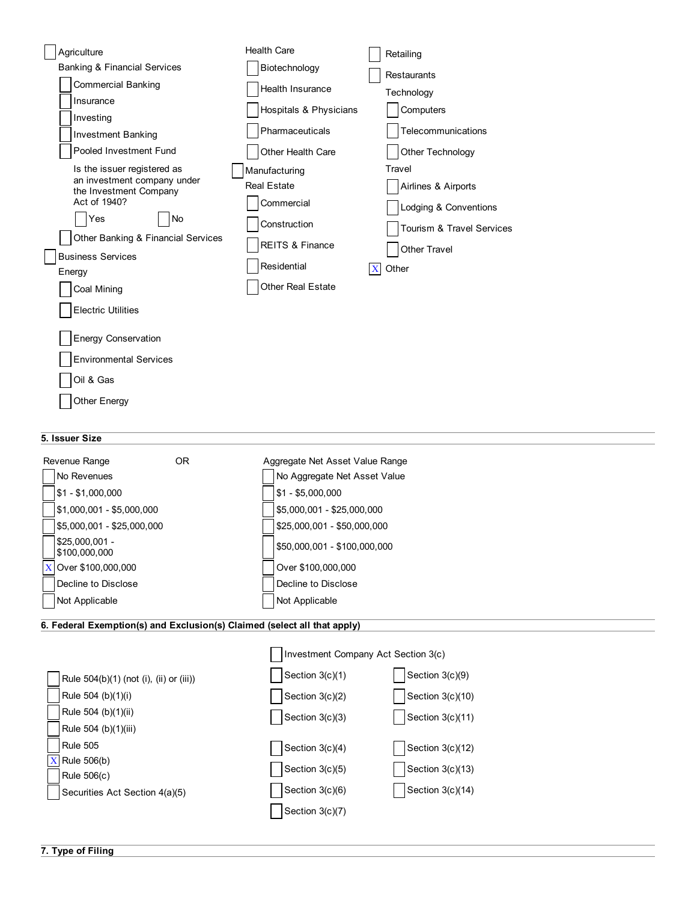- [ ] Agriculture
- Banking & Financial Services
  - [ ] Commercial Banking
  - [ ] Insurance
  - [ ] Investing
  - [ ] Investment Banking
  - [ ] Pooled Investment Fund
    - Is the issuer registered as an investment company under the Investment Company Act of 1940?
      - [ ] Yes
      - [ ] No
  - [ ] Other Banking & Financial Services
- [ ] Business Services
- Energy
  - [ ] Coal Mining
  - [ ] Electric Utilities
  - [ ] Energy Conservation
  - [ ] Environmental Services
  - [ ] Oil & Gas
  - [ ] Other Energy
- Health Care
  - [ ] Biotechnology
  - [ ] Health Insurance
  - [ ] Hospitals & Physicians
  - [ ] Pharmaceuticals
  - [ ] Other Health Care
- [ ] Manufacturing
- Real Estate
  - [ ] Commercial
  - [ ] Construction
  - [ ] REITS & Finance
  - [ ] Residential
  - [ ] Other Real Estate
- [ ] Retailing
- [ ] Restaurants
- Technology
  - [ ] Computers
  - [ ] Telecommunications
  - [ ] Other Technology
- Travel
  - [ ] Airlines & Airports
  - [ ] Lodging & Conventions
  - [ ] Tourism & Travel Services
  - [ ] Other Travel
- [X] Other

## 5. Issuer Size

| Revenue Range | OR | Aggregate Net Asset Value Range |
|---|---|---|
| [ ] No Revenues | | [ ] No Aggregate Net Asset Value |
| [ ] $1 - $1,000,000 | | [ ] $1 - $5,000,000 |
| [ ] $1,000,001 - $5,000,000 | | [ ] $5,000,001 - $25,000,000 |
| [ ] $5,000,001 - $25,000,000 | | [ ] $25,000,001 - $50,000,000 |
| [ ] $25,000,001 - $100,000,000 | | [ ] $50,000,001 - $100,000,000 |
| [X] Over $100,000,000 | | [ ] Over $100,000,000 |
| [ ] Decline to Disclose | | [ ] Decline to Disclose |
| [ ] Not Applicable | | [ ] Not Applicable |

## 6. Federal Exemption(s) and Exclusion(s) Claimed (select all that apply)

- [ ] Rule 504(b)(1) (not (i), (ii) or (iii))
- [ ] Rule 504 (b)(1)(i)
- [ ] Rule 504 (b)(1)(ii)
- [ ] Rule 504 (b)(1)(iii)
- [ ] Rule 505
- [X] Rule 506(b)
- [ ] Rule 506(c)
- [ ] Securities Act Section 4(a)(5)
- [ ] Investment Company Act Section 3(c)
  - [ ] Section 3(c)(1)
  - [ ] Section 3(c)(2)
  - [ ] Section 3(c)(3)
  - [ ] Section 3(c)(4)
  - [ ] Section 3(c)(5)
  - [ ] Section 3(c)(6)
  - [ ] Section 3(c)(7)
  - [ ] Section 3(c)(9)
  - [ ] Section 3(c)(10)
  - [ ] Section 3(c)(11)
  - [ ] Section 3(c)(12)
  - [ ] Section 3(c)(13)
  - [ ] Section 3(c)(14)

## 7. Type of Filing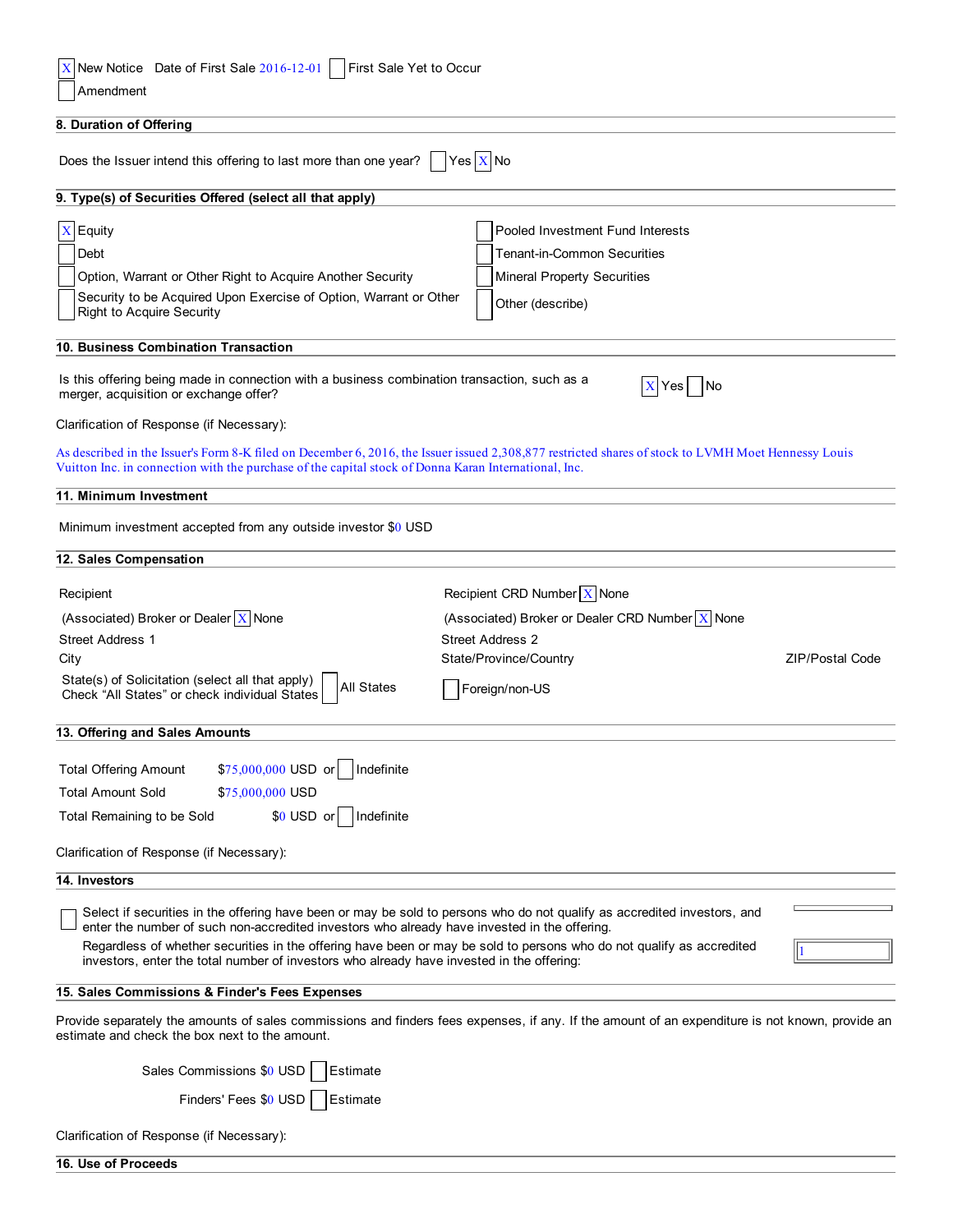[X] New Notice Date of First Sale 2016-12-01 [ ] First Sale Yet to Occur

[ ] Amendment

## 8. Duration of Offering

Does the Issuer intend this offering to last more than one year? [ ] Yes [X] No

## 9. Type(s) of Securities Offered (select all that apply)

[X] Equity

[ ] Debt

[ ] Option, Warrant or Other Right to Acquire Another Security

[ ] Security to be Acquired Upon Exercise of Option, Warrant or Other Right to Acquire Security

[ ] Pooled Investment Fund Interests

[ ] Tenant-in-Common Securities

[ ] Mineral Property Securities

[ ] Other (describe)

## 10. Business Combination Transaction

Is this offering being made in connection with a business combination transaction, such as a merger, acquisition or exchange offer? [X] Yes [ ] No

Clarification of Response (if Necessary):

As described in the Issuer's Form 8-K filed on December 6, 2016, the Issuer issued 2,308,877 restricted shares of stock to LVMH Moet Hennessy Louis Vuitton Inc. in connection with the purchase of the capital stock of Donna Karan International, Inc.

## 11. Minimum Investment

Minimum investment accepted from any outside investor $0 USD

## 12. Sales Compensation

Recipient

Recipient CRD Number [X] None

(Associated) Broker or Dealer [X] None

(Associated) Broker or Dealer CRD Number [X] None

Street Address 1

Street Address 2

City

State/Province/Country

ZIP/Postal Code

State(s) of Solicitation (select all that apply)
Check "All States" or check individual States [ ] All States

[ ] Foreign/non-US

## 13. Offering and Sales Amounts

Total Offering Amount $75,000,000 USD or [ ] Indefinite

Total Amount Sold $75,000,000 USD

Total Remaining to be Sold $0 USD or [ ] Indefinite

Clarification of Response (if Necessary):

## 14. Investors

[ ] Select if securities in the offering have been or may be sold to persons who do not qualify as accredited investors, and enter the number of such non-accredited investors who already have invested in the offering.

Regardless of whether securities in the offering have been or may be sold to persons who do not qualify as accredited investors, enter the total number of investors who already have invested in the offering: 1

## 15. Sales Commissions & Finder's Fees Expenses

Provide separately the amounts of sales commissions and finders fees expenses, if any. If the amount of an expenditure is not known, provide an estimate and check the box next to the amount.

Sales Commissions $0 USD [ ] Estimate

Finders' Fees $0 USD [ ] Estimate

Clarification of Response (if Necessary):

## 16. Use of Proceeds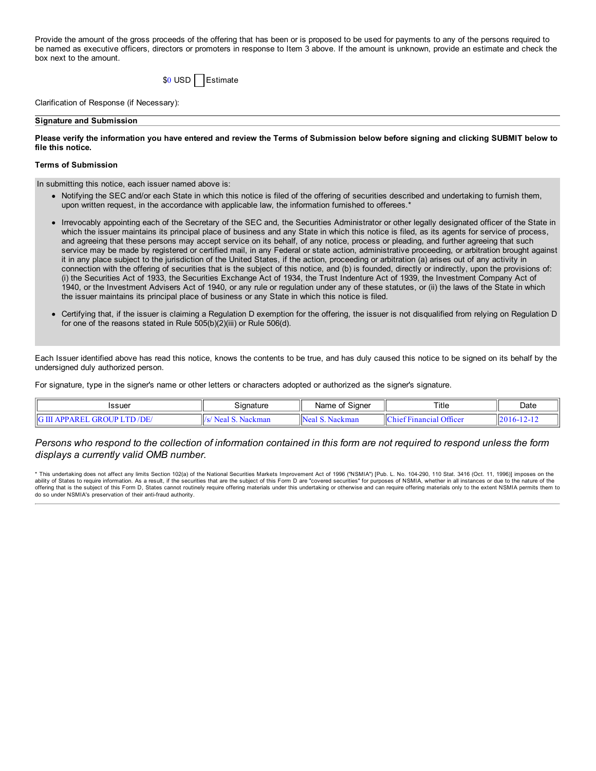Provide the amount of the gross proceeds of the offering that has been or is proposed to be used for payments to any of the persons required to be named as executive officers, directors or promoters in response to Item 3 above. If the amount is unknown, provide an estimate and check the box next to the amount.

$0 USD ☐ Estimate

Clarification of Response (if Necessary):

**Signature and Submission**

**Please verify the information you have entered and review the Terms of Submission below before signing and clicking SUBMIT below to file this notice.**

**Terms of Submission**

In submitting this notice, each issuer named above is:

- Notifying the SEC and/or each State in which this notice is filed of the offering of securities described and undertaking to furnish them, upon written request, in the accordance with applicable law, the information furnished to offerees.*
- Irrevocably appointing each of the Secretary of the SEC and, the Securities Administrator or other legally designated officer of the State in which the issuer maintains its principal place of business and any State in which this notice is filed, as its agents for service of process, and agreeing that these persons may accept service on its behalf, of any notice, process or pleading, and further agreeing that such service may be made by registered or certified mail, in any Federal or state action, administrative proceeding, or arbitration brought against it in any place subject to the jurisdiction of the United States, if the action, proceeding or arbitration (a) arises out of any activity in connection with the offering of securities that is the subject of this notice, and (b) is founded, directly or indirectly, upon the provisions of: (i) the Securities Act of 1933, the Securities Exchange Act of 1934, the Trust Indenture Act of 1939, the Investment Company Act of 1940, or the Investment Advisers Act of 1940, or any rule or regulation under any of these statutes, or (ii) the laws of the State in which the issuer maintains its principal place of business or any State in which this notice is filed.
- Certifying that, if the issuer is claiming a Regulation D exemption for the offering, the issuer is not disqualified from relying on Regulation D for one of the reasons stated in Rule 505(b)(2)(iii) or Rule 506(d).

Each Issuer identified above has read this notice, knows the contents to be true, and has duly caused this notice to be signed on its behalf by the undersigned duly authorized person.

For signature, type in the signer's name or other letters or characters adopted or authorized as the signer's signature.

| Issuer | Signature | Name of Signer | Title | Date |
|---|---|---|---|---|
| G III APPAREL GROUP LTD /DE/ | /s/ Neal S. Nackman | Neal S. Nackman | Chief Financial Officer | 2016-12-12 |

*Persons who respond to the collection of information contained in this form are not required to respond unless the form displays a currently valid OMB number.*

* This undertaking does not affect any limits Section 102(a) of the National Securities Markets Improvement Act of 1996 ("NSMIA") [Pub. L. No. 104-290, 110 Stat. 3416 (Oct. 11, 1996)] imposes on the ability of States to require information. As a result, if the securities that are the subject of this Form D are "covered securities" for purposes of NSMIA, whether in all instances or due to the nature of the offering that is the subject of this Form D, States cannot routinely require offering materials under this undertaking or otherwise and can require offering materials only to the extent NSMIA permits them to do so under NSMIA's preservation of their anti-fraud authority.